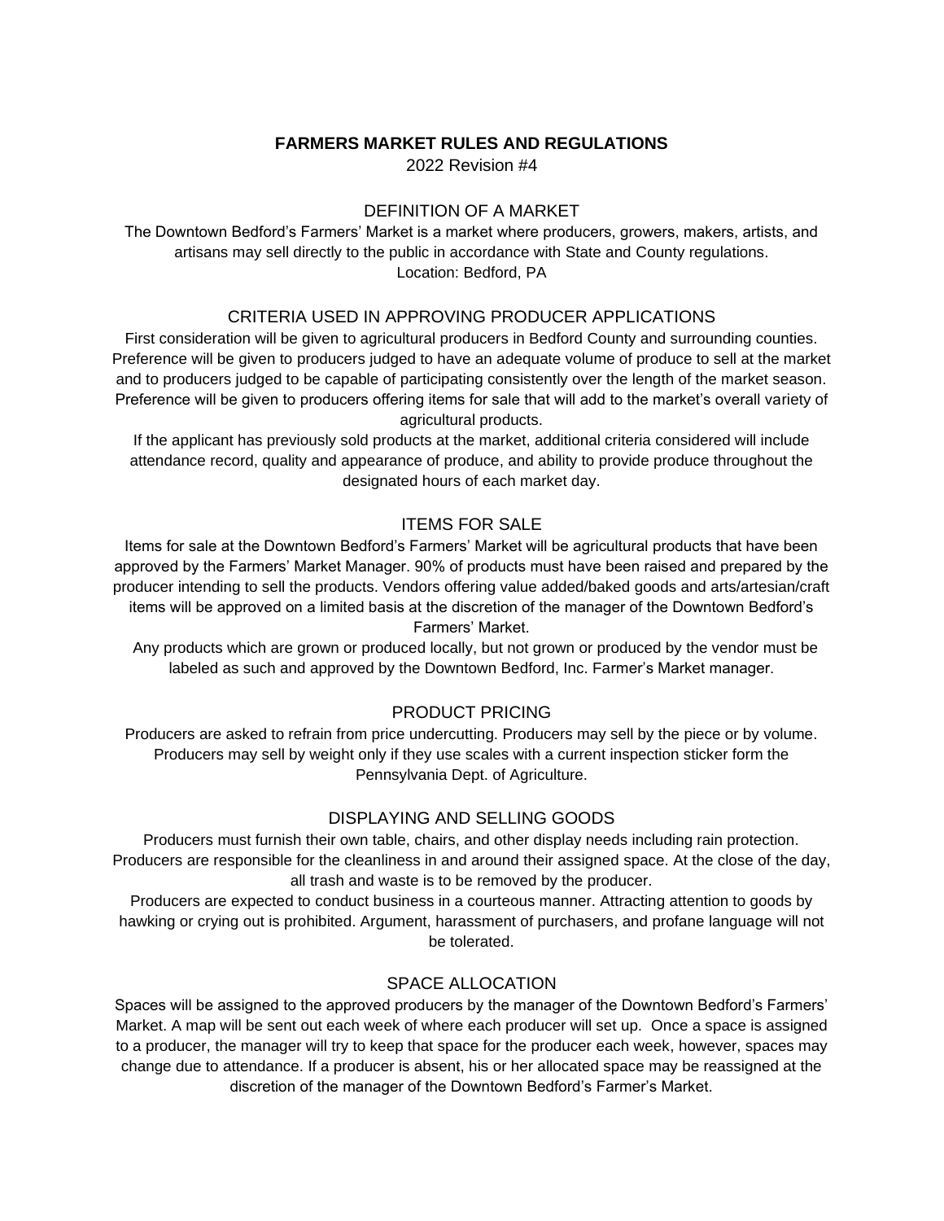# FARMERS MARKET RULES AND REGULATIONS

2022 Revision #4

## DEFINITION OF A MARKET

The Downtown Bedford's Farmers' Market is a market where producers, growers, makers, artists, and artisans may sell directly to the public in accordance with State and County regulations.
Location: Bedford, PA

## CRITERIA USED IN APPROVING PRODUCER APPLICATIONS

First consideration will be given to agricultural producers in Bedford County and surrounding counties. Preference will be given to producers judged to have an adequate volume of produce to sell at the market and to producers judged to be capable of participating consistently over the length of the market season. Preference will be given to producers offering items for sale that will add to the market's overall variety of agricultural products.

If the applicant has previously sold products at the market, additional criteria considered will include attendance record, quality and appearance of produce, and ability to provide produce throughout the designated hours of each market day.

## ITEMS FOR SALE

Items for sale at the Downtown Bedford's Farmers' Market will be agricultural products that have been approved by the Farmers' Market Manager. 90% of products must have been raised and prepared by the producer intending to sell the products. Vendors offering value added/baked goods and arts/artesian/craft items will be approved on a limited basis at the discretion of the manager of the Downtown Bedford's Farmers' Market.

Any products which are grown or produced locally, but not grown or produced by the vendor must be labeled as such and approved by the Downtown Bedford, Inc. Farmer's Market manager.

## PRODUCT PRICING

Producers are asked to refrain from price undercutting. Producers may sell by the piece or by volume. Producers may sell by weight only if they use scales with a current inspection sticker form the Pennsylvania Dept. of Agriculture.

## DISPLAYING AND SELLING GOODS

Producers must furnish their own table, chairs, and other display needs including rain protection. Producers are responsible for the cleanliness in and around their assigned space. At the close of the day, all trash and waste is to be removed by the producer.

Producers are expected to conduct business in a courteous manner. Attracting attention to goods by hawking or crying out is prohibited. Argument, harassment of purchasers, and profane language will not be tolerated.

## SPACE ALLOCATION

Spaces will be assigned to the approved producers by the manager of the Downtown Bedford's Farmers' Market. A map will be sent out each week of where each producer will set up. Once a space is assigned to a producer, the manager will try to keep that space for the producer each week, however, spaces may change due to attendance. If a producer is absent, his or her allocated space may be reassigned at the discretion of the manager of the Downtown Bedford's Farmer's Market.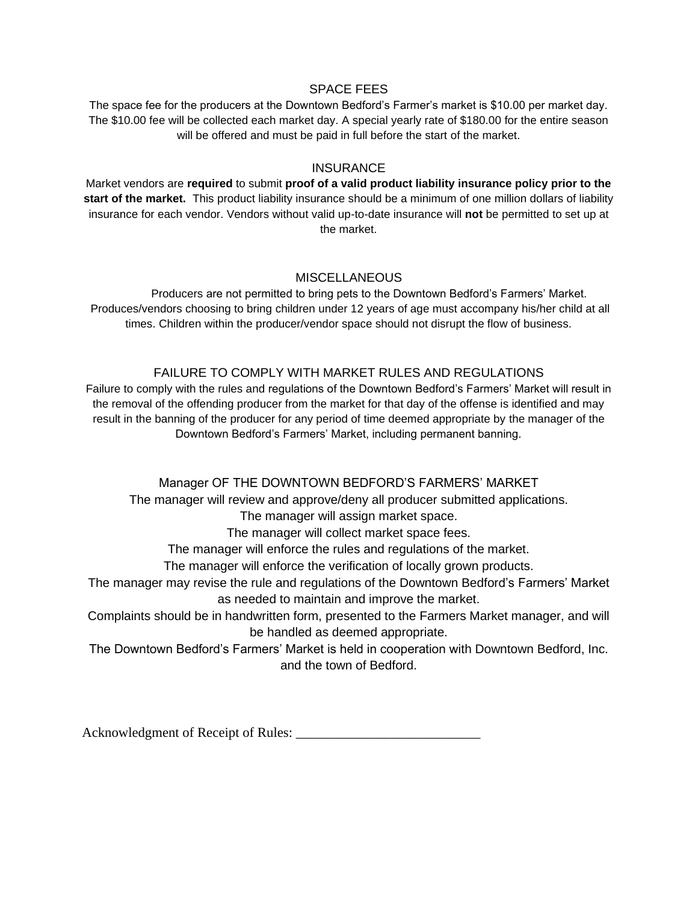## SPACE FEES

The space fee for the producers at the Downtown Bedford's Farmer's market is $10.00 per market day. The $10.00 fee will be collected each market day. A special yearly rate of $180.00 for the entire season will be offered and must be paid in full before the start of the market.

## INSURANCE

Market vendors are **required** to submit **proof of a valid product liability insurance policy prior to the start of the market.** This product liability insurance should be a minimum of one million dollars of liability insurance for each vendor. Vendors without valid up-to-date insurance will **not** be permitted to set up at the market.

## MISCELLANEOUS

Producers are not permitted to bring pets to the Downtown Bedford's Farmers' Market. Produces/vendors choosing to bring children under 12 years of age must accompany his/her child at all times. Children within the producer/vendor space should not disrupt the flow of business.

## FAILURE TO COMPLY WITH MARKET RULES AND REGULATIONS

Failure to comply with the rules and regulations of the Downtown Bedford's Farmers' Market will result in the removal of the offending producer from the market for that day of the offense is identified and may result in the banning of the producer for any period of time deemed appropriate by the manager of the Downtown Bedford's Farmers' Market, including permanent banning.

## Manager OF THE DOWNTOWN BEDFORD'S FARMERS' MARKET

The manager will review and approve/deny all producer submitted applications.

The manager will assign market space.

The manager will collect market space fees.

The manager will enforce the rules and regulations of the market.

The manager will enforce the verification of locally grown products.

The manager may revise the rule and regulations of the Downtown Bedford's Farmers' Market as needed to maintain and improve the market.

Complaints should be in handwritten form, presented to the Farmers Market manager, and will be handled as deemed appropriate.

The Downtown Bedford's Farmers' Market is held in cooperation with Downtown Bedford, Inc. and the town of Bedford.

Acknowledgment of Receipt of Rules: ___________________________